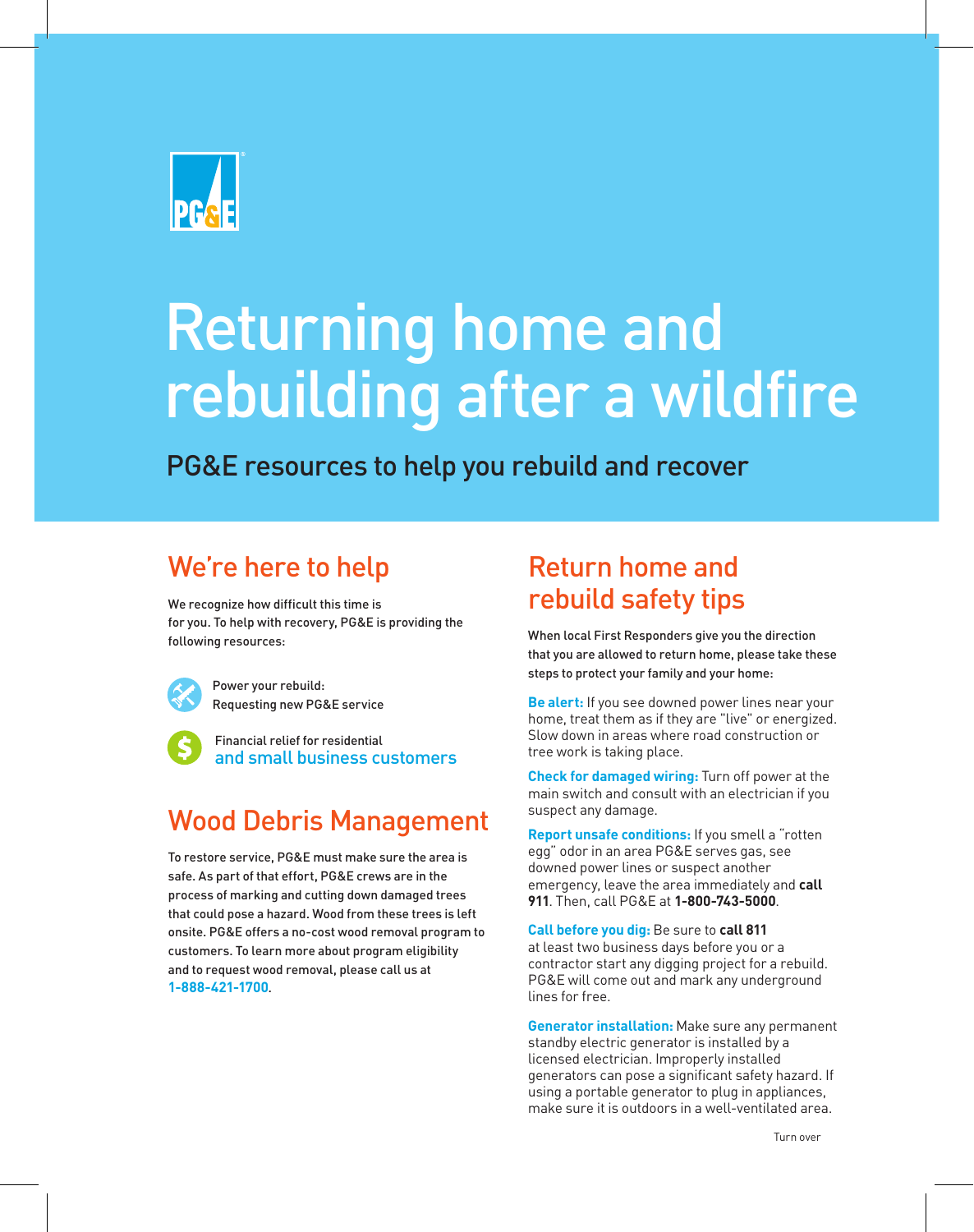# Returning home and rebuilding after a wildfire

PG&E resources to help you rebuild and recover

## We're here to help

We recognize how difficult this time is for you. To help with recovery, PG&E is providing the following resources:

- Power your rebuild: Requesting new PG&E service
- Financial relief for residential and small business customers

## Wood Debris Management

To restore service, PG&E must make sure the area is safe. As part of that effort, PG&E crews are in the process of marking and cutting down damaged trees that could pose a hazard. Wood from these trees is left onsite. PG&E offers a no-cost wood removal program to customers. To learn more about program eligibility and to request wood removal, please call us at **1-888-421-1700**.

## Return home and rebuild safety tips

When local First Responders give you the direction that you are allowed to return home, please take these steps to protect your family and your home:

**Be alert:** If you see downed power lines near your home, treat them as if they are "live" or energized. Slow down in areas where road construction or tree work is taking place.

**Check for damaged wiring:** Turn off power at the main switch and consult with an electrician if you suspect any damage.

**Report unsafe conditions:** If you smell a "rotten egg" odor in an area PG&E serves gas, see downed power lines or suspect another emergency, leave the area immediately and **call 911**. Then, call PG&E at **1-800-743-5000**.

**Call before you dig:** Be sure to **call 811** at least two business days before you or a contractor start any digging project for a rebuild. PG&E will come out and mark any underground lines for free.

**Generator installation:** Make sure any permanent standby electric generator is installed by a licensed electrician. Improperly installed generators can pose a significant safety hazard. If using a portable generator to plug in appliances, make sure it is outdoors in a well-ventilated area.

Turn over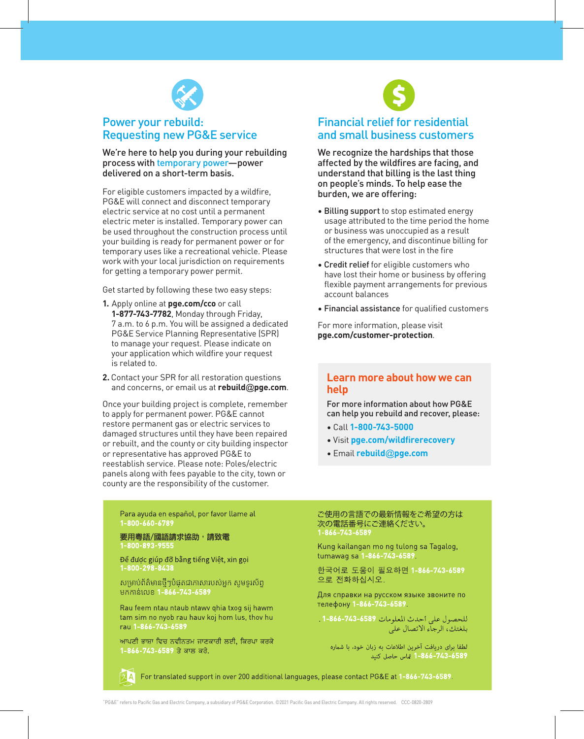## Power your rebuild: Requesting new PG&E service

We're here to help you during your rebuilding process with temporary power—power delivered on a short-term basis.

For eligible customers impacted by a wildfire, PG&E will connect and disconnect temporary electric service at no cost until a permanent electric meter is installed. Temporary power can be used throughout the construction process until your building is ready for permanent power or for temporary uses like a recreational vehicle. Please work with your local jurisdiction on requirements for getting a temporary power permit.

Get started by following these two easy steps:

1. Apply online at **pge.com/cco** or call **1-877-743-7782**, Monday through Friday, 7 a.m. to 6 p.m. You will be assigned a dedicated PG&E Service Planning Representative (SPR) to manage your request. Please indicate on your application which wildfire your request is related to.
2. Contact your SPR for all restoration questions and concerns, or email us at **rebuild@pge.com**.

Once your building project is complete, remember to apply for permanent power. PG&E cannot restore permanent gas or electric services to damaged structures until they have been repaired or rebuilt, and the county or city building inspector or representative has approved PG&E to reestablish service. Please note: Poles/electric panels along with fees payable to the city, town or county are the responsibility of the customer.

## Financial relief for residential and small business customers

We recognize the hardships that those affected by the wildfires are facing, and understand that billing is the last thing on people's minds. To help ease the burden, we are offering:

- **Billing support** to stop estimated energy usage attributed to the time period the home or business was unoccupied as a result of the emergency, and discontinue billing for structures that were lost in the fire
- **Credit relief** for eligible customers who have lost their home or business by offering flexible payment arrangements for previous account balances
- **Financial assistance** for qualified customers

For more information, please visit **pge.com/customer-protection**.

### Learn more about how we can help

For more information about how PG&E can help you rebuild and recover, please:

- Call **1-800-743-5000**
- Visit **pge.com/wildfirerecovery**
- Email **rebuild@pge.com**

Para ayuda en español, por favor llame al **1-800-660-6789**

要用粵語/國語請求協助，請致電 **1-800-893-9555**

Để được giúp đỡ bằng tiếng Việt, xin gọi **1-800-298-8438**

សម្រាប់ព័ត៌មានថ្មីៗបំផុតជាភាសារបស់អ្នក សូមទូរស័ព្ទមកកាន់លេខ **1-866-743-6589**

Rau feem ntau ntaub ntawv qhia txog sij hawm tam sim no nyob rau hauv koj hom lus, thov hu rau **1-866-743-6589**

ਆਪਣੀ ਭਾਸ਼ਾ ਵਿਚ ਨਵੀਨਤਮ ਜਾਣਕਾਰੀ ਲਈ, ਕਿਰਪਾ ਕਰਕੇ **1-866-743-6589** ਤੇ ਕਾਲ ਕਰੋ.

ご使用の言語での最新情報をご希望の方は次の電話番号にご連絡ください。**1-866-743-6589**

Kung kailangan mo ng tulong sa Tagalog, tumawag sa **1-866-743-6589**.

한국어로 도움이 필요하면 **1-866-743-6589** 으로 전화하십시오.

Для справки на русском языке звоните по телефону **1-866-743-6589**.

للحصول على أحدث المعلومات بلغتك، الرجاء الاتصال على **1-866-743-6589** .

لطفا برای دریافت آخرین اطلاعات به زبان خود، با شماره **1-866-743-6589** تماس حاصل کنید

For translated support in over 200 additional languages, please contact PG&E at **1-866-743-6589**.

"PG&E" refers to Pacific Gas and Electric Company, a subsidiary of PG&E Corporation. ©2021 Pacific Gas and Electric Company. All rights reserved. CCC-0820-2809